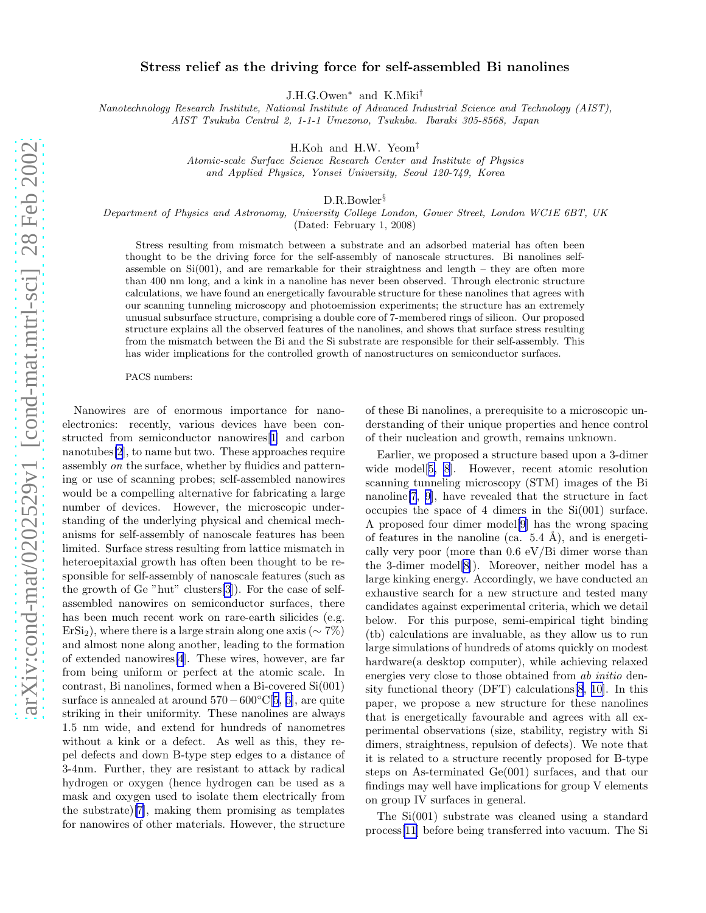# Stress relief as the driving force for self-assembled Bi nanolines

J.H.G.Owen* and K.Miki†

*Nanotechnology Research Institute, National Institute of Advanced Industrial Science and Technology (AIST), AIST Tsukuba Central 2, 1-1-1 Umezono, Tsukuba. Ibaraki 305-8568, Japan*

H.Koh and H.W. Yeom‡

*Atomic-scale Surface Science Research Center and Institute of Physics and Applied Physics, Yonsei University, Seoul 120-749, Korea*

D.R.Bowler§

*Department of Physics and Astronomy, University College London, Gower Street, London WC1E 6BT, UK*

(Dated: February 1, 2008)

Stress resulting from mismatch between a substrate and an adsorbed material has often been thought to be the driving force for the self-assembly of nanoscale structures. Bi nanolines self-assemble on Si(001), and are remarkable for their straightness and length – they are often more than 400 nm long, and a kink in a nanoline has never been observed. Through electronic structure calculations, we have found an energetically favourable structure for these nanolines that agrees with our scanning tunneling microscopy and photoemission experiments; the structure has an extremely unusual subsurface structure, comprising a double core of 7-membered rings of silicon. Our proposed structure explains all the observed features of the nanolines, and shows that surface stress resulting from the mismatch between the Bi and the Si substrate are responsible for their self-assembly. This has wider implications for the controlled growth of nanostructures on semiconductor surfaces.

PACS numbers:

Nanowires are of enormous importance for nanoelectronics: recently, various devices have been constructed from semiconductor nanowires[1] and carbon nanotubes[2], to name but two. These approaches require assembly *on* the surface, whether by fluidics and patterning or use of scanning probes; self-assembled nanowires would be a compelling alternative for fabricating a large number of devices. However, the microscopic understanding of the underlying physical and chemical mechanisms for self-assembly of nanoscale features has been limited. Surface stress resulting from lattice mismatch in heteroepitaxial growth has often been thought to be responsible for self-assembly of nanoscale features (such as the growth of Ge "hut" clusters[3]). For the case of self-assembled nanowires on semiconductor surfaces, there has been much recent work on rare-earth silicides (e.g. $ErSi_2$), where there is a large strain along one axis ($\sim 7\%$) and almost none along another, leading to the formation of extended nanowires[4]. These wires, however, are far from being uniform or perfect at the atomic scale. In contrast, Bi nanolines, formed when a Bi-covered Si(001) surface is annealed at around $570-600^{\circ}$C[5, 6], are quite striking in their uniformity. These nanolines are always 1.5 nm wide, and extend for hundreds of nanometres without a kink or a defect. As well as this, they repel defects and down B-type step edges to a distance of 3-4nm. Further, they are resistant to attack by radical hydrogen or oxygen (hence hydrogen can be used as a mask and oxygen used to isolate them electrically from the substrate)[7], making them promising as templates for nanowires of other materials. However, the structure of these Bi nanolines, a prerequisite to a microscopic understanding of their unique properties and hence control of their nucleation and growth, remains unknown.

Earlier, we proposed a structure based upon a 3-dimer wide model[5, 8]. However, recent atomic resolution scanning tunneling microscopy (STM) images of the Bi nanoline[7, 9], have revealed that the structure in fact occupies the space of 4 dimers in the Si(001) surface. A proposed four dimer model[9] has the wrong spacing of features in the nanoline (ca. 5.4 Å), and is energetically very poor (more than 0.6 eV/Bi dimer worse than the 3-dimer model[8]). Moreover, neither model has a large kinking energy. Accordingly, we have conducted an exhaustive search for a new structure and tested many candidates against experimental criteria, which we detail below. For this purpose, semi-empirical tight binding (tb) calculations are invaluable, as they allow us to run large simulations of hundreds of atoms quickly on modest hardware(a desktop computer), while achieving relaxed energies very close to those obtained from *ab initio* density functional theory (DFT) calculations[8, 10]. In this paper, we propose a new structure for these nanolines that is energetically favourable and agrees with all experimental observations (size, stability, registry with Si dimers, straightness, repulsion of defects). We note that it is related to a structure recently proposed for B-type steps on As-terminated Ge(001) surfaces, and that our findings may well have implications for group V elements on group IV surfaces in general.

The Si(001) substrate was cleaned using a standard process[11] before being transferred into vacuum. The Si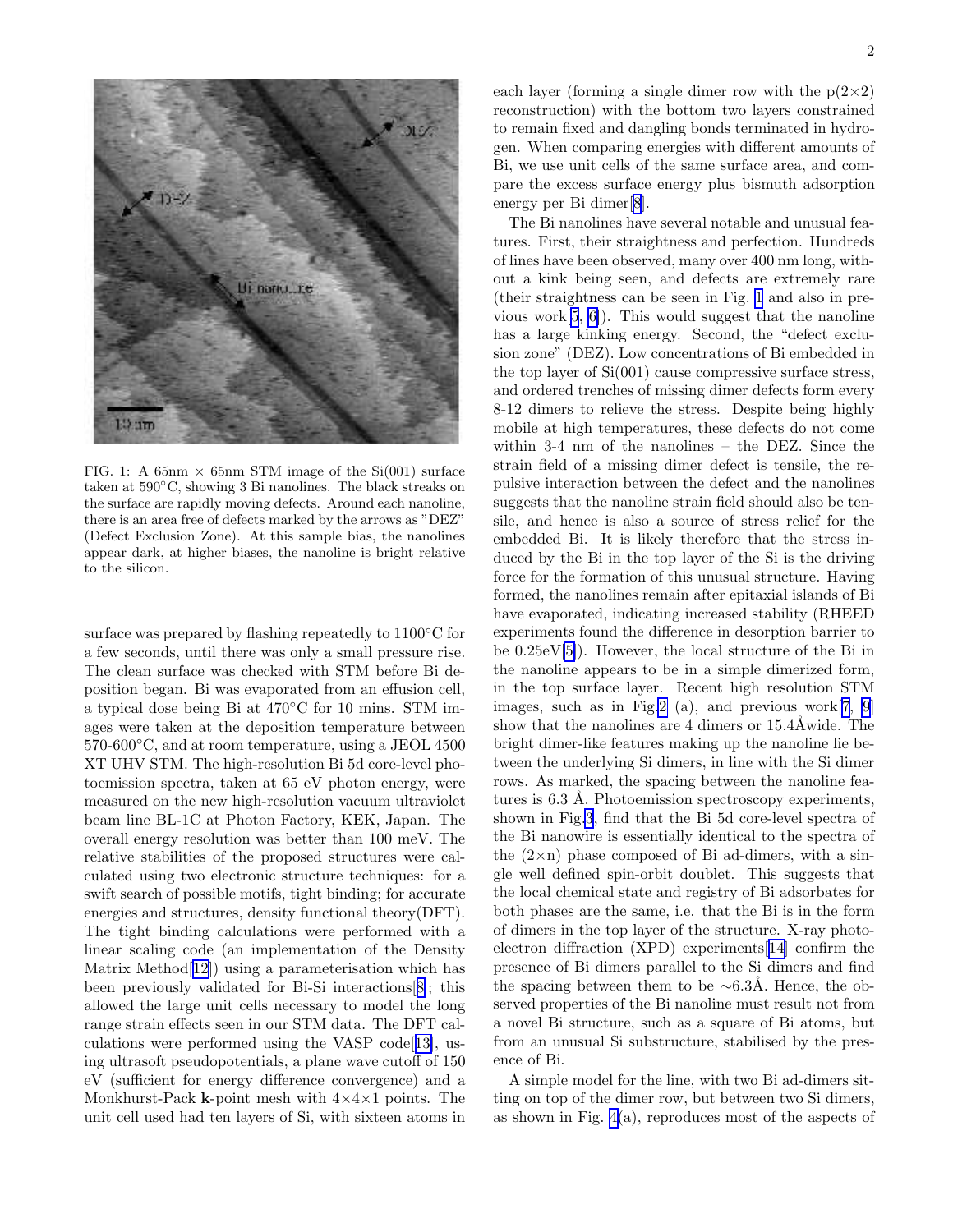FIG. 1: A 65nm × 65nm STM image of the Si(001) surface taken at 590°C, showing 3 Bi nanolines. The black streaks on the surface are rapidly moving defects. Around each nanoline, there is an area free of defects marked by the arrows as "DEZ" (Defect Exclusion Zone). At this sample bias, the nanolines appear dark, at higher biases, the nanoline is bright relative to the silicon.

surface was prepared by flashing repeatedly to 1100°C for a few seconds, until there was only a small pressure rise. The clean surface was checked with STM before Bi deposition began. Bi was evaporated from an effusion cell, a typical dose being Bi at 470°C for 10 mins. STM images were taken at the deposition temperature between 570-600°C, and at room temperature, using a JEOL 4500 XT UHV STM. The high-resolution Bi 5d core-level photoemission spectra, taken at 65 eV photon energy, were measured on the new high-resolution vacuum ultraviolet beam line BL-1C at Photon Factory, KEK, Japan. The overall energy resolution was better than 100 meV. The relative stabilities of the proposed structures were calculated using two electronic structure techniques: for a swift search of possible motifs, tight binding; for accurate energies and structures, density functional theory(DFT). The tight binding calculations were performed with a linear scaling code (an implementation of the Density Matrix Method[12]) using a parameterisation which has been previously validated for Bi-Si interactions[8]; this allowed the large unit cells necessary to model the long range strain effects seen in our STM data. The DFT calculations were performed using the VASP code[13], using ultrasoft pseudopotentials, a plane wave cutoff of 150 eV (sufficient for energy difference convergence) and a Monkhurst-Pack **k**-point mesh with 4×4×1 points. The unit cell used had ten layers of Si, with sixteen atoms in each layer (forming a single dimer row with the p(2×2) reconstruction) with the bottom two layers constrained to remain fixed and dangling bonds terminated in hydrogen. When comparing energies with different amounts of Bi, we use unit cells of the same surface area, and compare the excess surface energy plus bismuth adsorption energy per Bi dimer[8].

The Bi nanolines have several notable and unusual features. First, their straightness and perfection. Hundreds of lines have been observed, many over 400 nm long, without a kink being seen, and defects are extremely rare (their straightness can be seen in Fig. 1 and also in previous work[5, 6]). This would suggest that the nanoline has a large kinking energy. Second, the "defect exclusion zone" (DEZ). Low concentrations of Bi embedded in the top layer of Si(001) cause compressive surface stress, and ordered trenches of missing dimer defects form every 8-12 dimers to relieve the stress. Despite being highly mobile at high temperatures, these defects do not come within 3-4 nm of the nanolines – the DEZ. Since the strain field of a missing dimer defect is tensile, the repulsive interaction between the defect and the nanolines suggests that the nanoline strain field should also be tensile, and hence is also a source of stress relief for the embedded Bi. It is likely therefore that the stress induced by the Bi in the top layer of the Si is the driving force for the formation of this unusual structure. Having formed, the nanolines remain after epitaxial islands of Bi have evaporated, indicating increased stability (RHEED experiments found the difference in desorption barrier to be 0.25eV[5]). However, the local structure of the Bi in the nanoline appears to be in a simple dimerized form, in the top surface layer. Recent high resolution STM images, such as in Fig.2 (a), and previous work[7, 9] show that the nanolines are 4 dimers or 15.4Åwide. The bright dimer-like features making up the nanoline lie between the underlying Si dimers, in line with the Si dimer rows. As marked, the spacing between the nanoline features is 6.3 Å. Photoemission spectroscopy experiments, shown in Fig.3, find that the Bi 5d core-level spectra of the Bi nanowire is essentially identical to the spectra of the (2×n) phase composed of Bi ad-dimers, with a single well defined spin-orbit doublet. This suggests that the local chemical state and registry of Bi adsorbates for both phases are the same, i.e. that the Bi is in the form of dimers in the top layer of the structure. X-ray photoelectron diffraction (XPD) experiments[14] confirm the presence of Bi dimers parallel to the Si dimers and find the spacing between them to be ∼6.3Å. Hence, the observed properties of the Bi nanoline must result not from a novel Bi structure, such as a square of Bi atoms, but from an unusual Si substructure, stabilised by the presence of Bi.

A simple model for the line, with two Bi ad-dimers sitting on top of the dimer row, but between two Si dimers, as shown in Fig. 4(a), reproduces most of the aspects of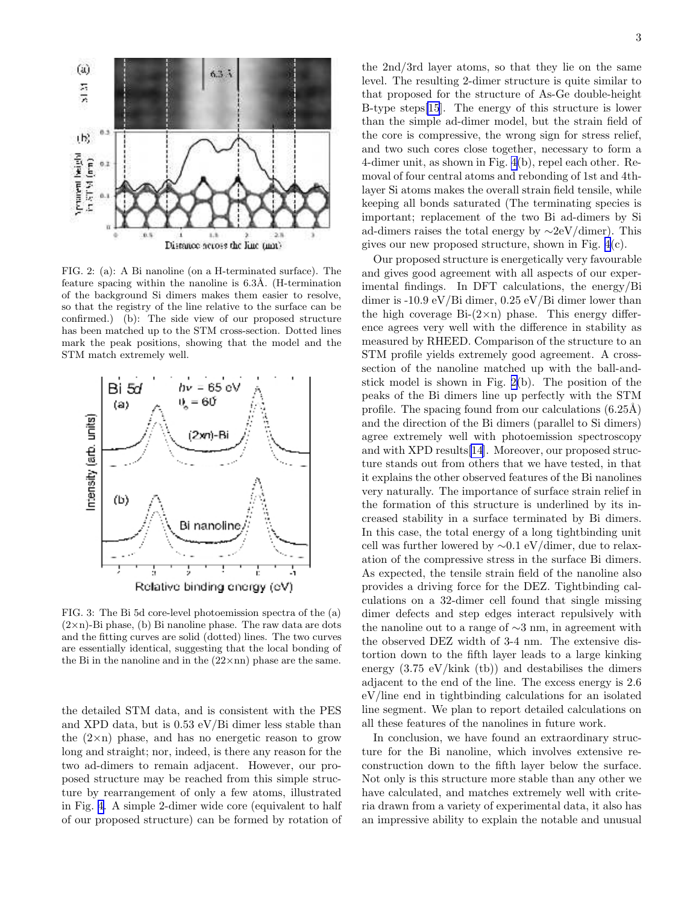FIG. 2: (a): A Bi nanoline (on a H-terminated surface). The feature spacing within the nanoline is 6.3Å. (H-termination of the background Si dimers makes them easier to resolve, so that the registry of the line relative to the surface can be confirmed.) (b): The side view of our proposed structure has been matched up to the STM cross-section. Dotted lines mark the peak positions, showing that the model and the STM match extremely well.

FIG. 3: The Bi 5d core-level photoemission spectra of the (a) (2×n)-Bi phase, (b) Bi nanoline phase. The raw data are dots and the fitting curves are solid (dotted) lines. The two curves are essentially identical, suggesting that the local bonding of the Bi in the nanoline and in the (22×nn) phase are the same.

the detailed STM data, and is consistent with the PES and XPD data, but is 0.53 eV/Bi dimer less stable than the (2×n) phase, and has no energetic reason to grow long and straight; nor, indeed, is there any reason for the two ad-dimers to remain adjacent. However, our proposed structure may be reached from this simple structure by rearrangement of only a few atoms, illustrated in Fig. 4. A simple 2-dimer wide core (equivalent to half of our proposed structure) can be formed by rotation of the 2nd/3rd layer atoms, so that they lie on the same level. The resulting 2-dimer structure is quite similar to that proposed for the structure of As-Ge double-height B-type steps[15]. The energy of this structure is lower than the simple ad-dimer model, but the strain field of the core is compressive, the wrong sign for stress relief, and two such cores close together, necessary to form a 4-dimer unit, as shown in Fig. 4(b), repel each other. Removal of four central atoms and rebonding of 1st and 4th-layer Si atoms makes the overall strain field tensile, while keeping all bonds saturated (The terminating species is important; replacement of the two Bi ad-dimers by Si ad-dimers raises the total energy by ∼2eV/dimer). This gives our new proposed structure, shown in Fig. 4(c).

Our proposed structure is energetically very favourable and gives good agreement with all aspects of our experimental findings. In DFT calculations, the energy/Bi dimer is -10.9 eV/Bi dimer, 0.25 eV/Bi dimer lower than the high coverage Bi-(2×n) phase. This energy difference agrees very well with the difference in stability as measured by RHEED. Comparison of the structure to an STM profile yields extremely good agreement. A cross-section of the nanoline matched up with the ball-and-stick model is shown in Fig. 2(b). The position of the peaks of the Bi dimers line up perfectly with the STM profile. The spacing found from our calculations (6.25Å) and the direction of the Bi dimers (parallel to Si dimers) agree extremely well with photoemission spectroscopy and with XPD results[14]. Moreover, our proposed structure stands out from others that we have tested, in that it explains the other observed features of the Bi nanolines very naturally. The importance of surface strain relief in the formation of this structure is underlined by its increased stability in a surface terminated by Bi dimers. In this case, the total energy of a long tightbinding unit cell was further lowered by ∼0.1 eV/dimer, due to relaxation of the compressive stress in the surface Bi dimers. As expected, the tensile strain field of the nanoline also provides a driving force for the DEZ. Tightbinding calculations on a 32-dimer cell found that single missing dimer defects and step edges interact repulsively with the nanoline out to a range of ∼3 nm, in agreement with the observed DEZ width of 3-4 nm. The extensive distortion down to the fifth layer leads to a large kinking energy (3.75 eV/kink (tb)) and destabilises the dimers adjacent to the end of the line. The excess energy is 2.6 eV/line end in tightbinding calculations for an isolated line segment. We plan to report detailed calculations on all these features of the nanolines in future work.

In conclusion, we have found an extraordinary structure for the Bi nanoline, which involves extensive reconstruction down to the fifth layer below the surface. Not only is this structure more stable than any other we have calculated, and matches extremely well with criteria drawn from a variety of experimental data, it also has an impressive ability to explain the notable and unusual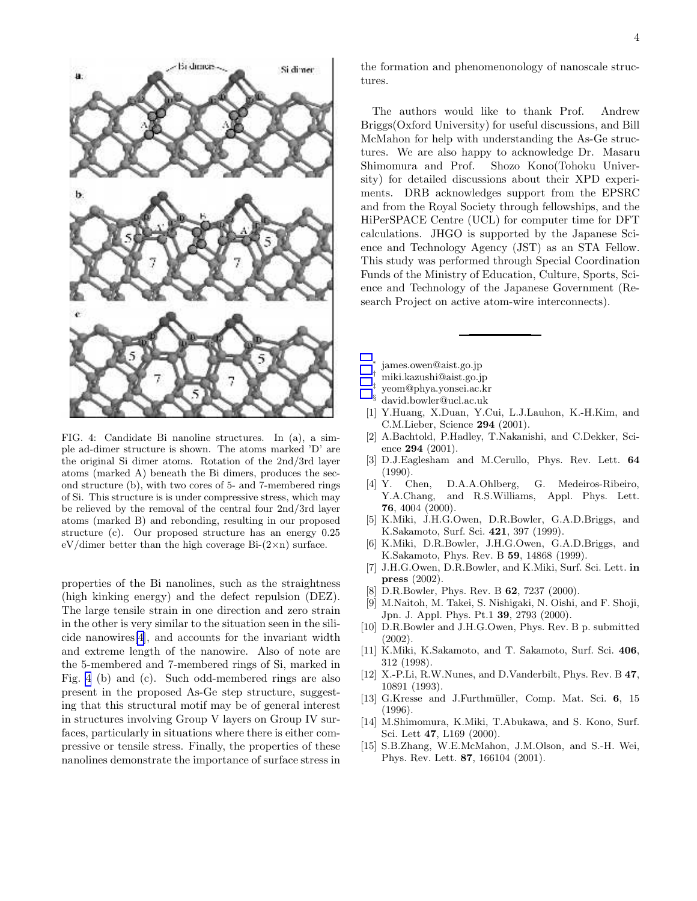FIG. 4: Candidate Bi nanoline structures. In (a), a simple ad-dimer structure is shown. The atoms marked 'D' are the original Si dimer atoms. Rotation of the 2nd/3rd layer atoms (marked A) beneath the Bi dimers, produces the second structure (b), with two cores of 5- and 7-membered rings of Si. This structure is is under compressive stress, which may be relieved by the removal of the central four 2nd/3rd layer atoms (marked B) and rebonding, resulting in our proposed structure (c). Our proposed structure has an energy 0.25 eV/dimer better than the high coverage Bi-(2×n) surface.

properties of the Bi nanolines, such as the straightness (high kinking energy) and the defect repulsion (DEZ). The large tensile strain in one direction and zero strain in the other is very similar to the situation seen in the silicide nanowires[4], and accounts for the invariant width and extreme length of the nanowire. Also of note are the 5-membered and 7-membered rings of Si, marked in Fig. 4 (b) and (c). Such odd-membered rings are also present in the proposed As-Ge step structure, suggesting that this structural motif may be of general interest in structures involving Group V layers on Group IV surfaces, particularly in situations where there is either compressive or tensile stress. Finally, the properties of these nanolines demonstrate the importance of surface stress in the formation and phenomenonology of nanoscale structures.

The authors would like to thank Prof. Andrew Briggs(Oxford University) for useful discussions, and Bill McMahon for help with understanding the As-Ge structures. We are also happy to acknowledge Dr. Masaru Shimomura and Prof. Shozo Kono(Tohoku University) for detailed discussions about their XPD experiments. DRB acknowledges support from the EPSRC and from the Royal Society through fellowships, and the HiPerSPACE Centre (UCL) for computer time for DFT calculations. JHGO is supported by the Japanese Science and Technology Agency (JST) as an STA Fellow. This study was performed through Special Coordination Funds of the Ministry of Education, Culture, Sports, Science and Technology of the Japanese Government (Research Project on active atom-wire interconnects).

---

[*] james.owen@aist.go.jp
[†] miki.kazushi@aist.go.jp
[‡] yeom@phya.yonsei.ac.kr
[§] david.bowler@ucl.ac.uk

[1] Y.Huang, X.Duan, Y.Cui, L.J.Lauhon, K.-H.Kim, and C.M.Lieber, Science **294** (2001).
[2] A.Bachtold, P.Hadley, T.Nakanishi, and C.Dekker, Science **294** (2001).
[3] D.J.Eaglesham and M.Cerullo, Phys. Rev. Lett. **64** (1990).
[4] Y. Chen, D.A.A.Ohlberg, G. Medeiros-Ribeiro, Y.A.Chang, and R.S.Williams, Appl. Phys. Lett. **76**, 4004 (2000).
[5] K.Miki, J.H.G.Owen, D.R.Bowler, G.A.D.Briggs, and K.Sakamoto, Surf. Sci. **421**, 397 (1999).
[6] K.Miki, D.R.Bowler, J.H.G.Owen, G.A.D.Briggs, and K.Sakamoto, Phys. Rev. B **59**, 14868 (1999).
[7] J.H.G.Owen, D.R.Bowler, and K.Miki, Surf. Sci. Lett. **in press** (2002).
[8] D.R.Bowler, Phys. Rev. B **62**, 7237 (2000).
[9] M.Naitoh, M. Takei, S. Nishigaki, N. Oishi, and F. Shoji, Jpn. J. Appl. Phys. Pt.1 **39**, 2793 (2000).
[10] D.R.Bowler and J.H.G.Owen, Phys. Rev. B p. submitted (2002).
[11] K.Miki, K.Sakamoto, and T. Sakamoto, Surf. Sci. **406**, 312 (1998).
[12] X.-P.Li, R.W.Nunes, and D.Vanderbilt, Phys. Rev. B **47**, 10891 (1993).
[13] G.Kresse and J.Furthmüller, Comp. Mat. Sci. **6**, 15 (1996).
[14] M.Shimomura, K.Miki, T.Abukawa, and S. Kono, Surf. Sci. Lett **47**, L169 (2000).
[15] S.B.Zhang, W.E.McMahon, J.M.Olson, and S.-H. Wei, Phys. Rev. Lett. **87**, 166104 (2001).